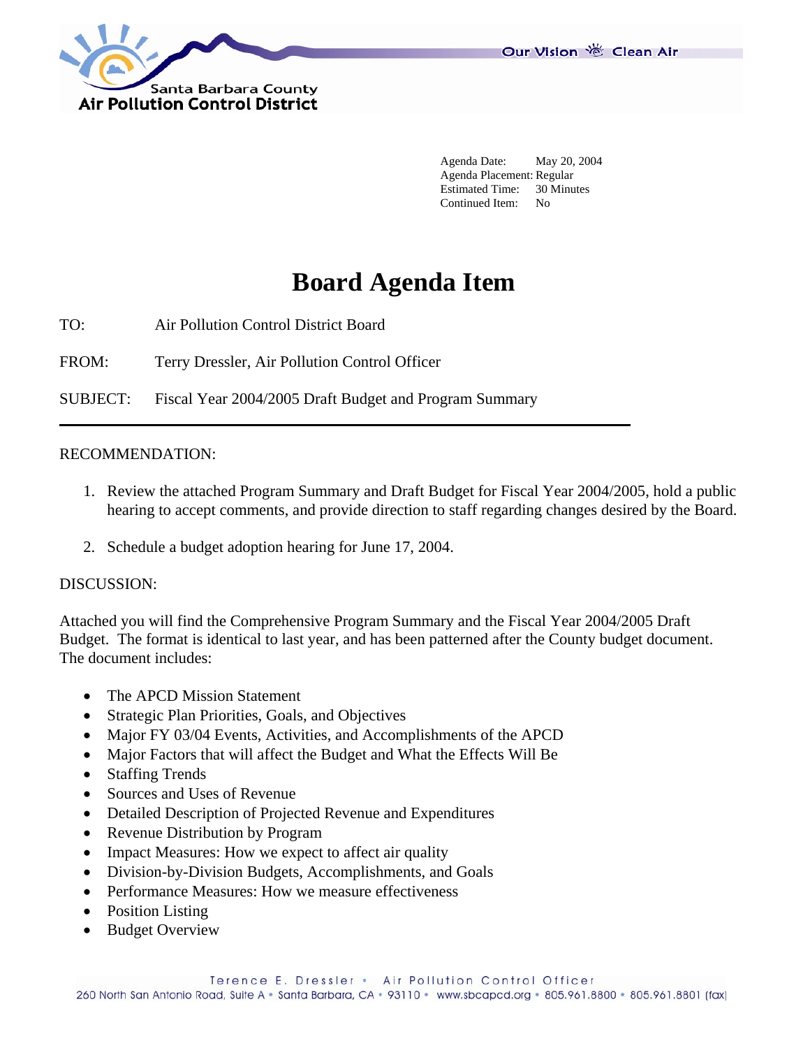Santa Barbara County
Air Pollution Control District

Our Vision Clean Air

Agenda Date: May 20, 2004
Agenda Placement: Regular
Estimated Time: 30 Minutes
Continued Item: No

# Board Agenda Item

TO: Air Pollution Control District Board

FROM: Terry Dressler, Air Pollution Control Officer

SUBJECT: Fiscal Year 2004/2005 Draft Budget and Program Summary

---

RECOMMENDATION:

1. Review the attached Program Summary and Draft Budget for Fiscal Year 2004/2005, hold a public hearing to accept comments, and provide direction to staff regarding changes desired by the Board.

2. Schedule a budget adoption hearing for June 17, 2004.

DISCUSSION:

Attached you will find the Comprehensive Program Summary and the Fiscal Year 2004/2005 Draft Budget. The format is identical to last year, and has been patterned after the County budget document. The document includes:

- The APCD Mission Statement
- Strategic Plan Priorities, Goals, and Objectives
- Major FY 03/04 Events, Activities, and Accomplishments of the APCD
- Major Factors that will affect the Budget and What the Effects Will Be
- Staffing Trends
- Sources and Uses of Revenue
- Detailed Description of Projected Revenue and Expenditures
- Revenue Distribution by Program
- Impact Measures: How we expect to affect air quality
- Division-by-Division Budgets, Accomplishments, and Goals
- Performance Measures: How we measure effectiveness
- Position Listing
- Budget Overview

Terence E. Dressler • Air Pollution Control Officer
260 North San Antonio Road, Suite A • Santa Barbara, CA • 93110 • www.sbcapcd.org • 805.961.8800 • 805.961.8801 (fax)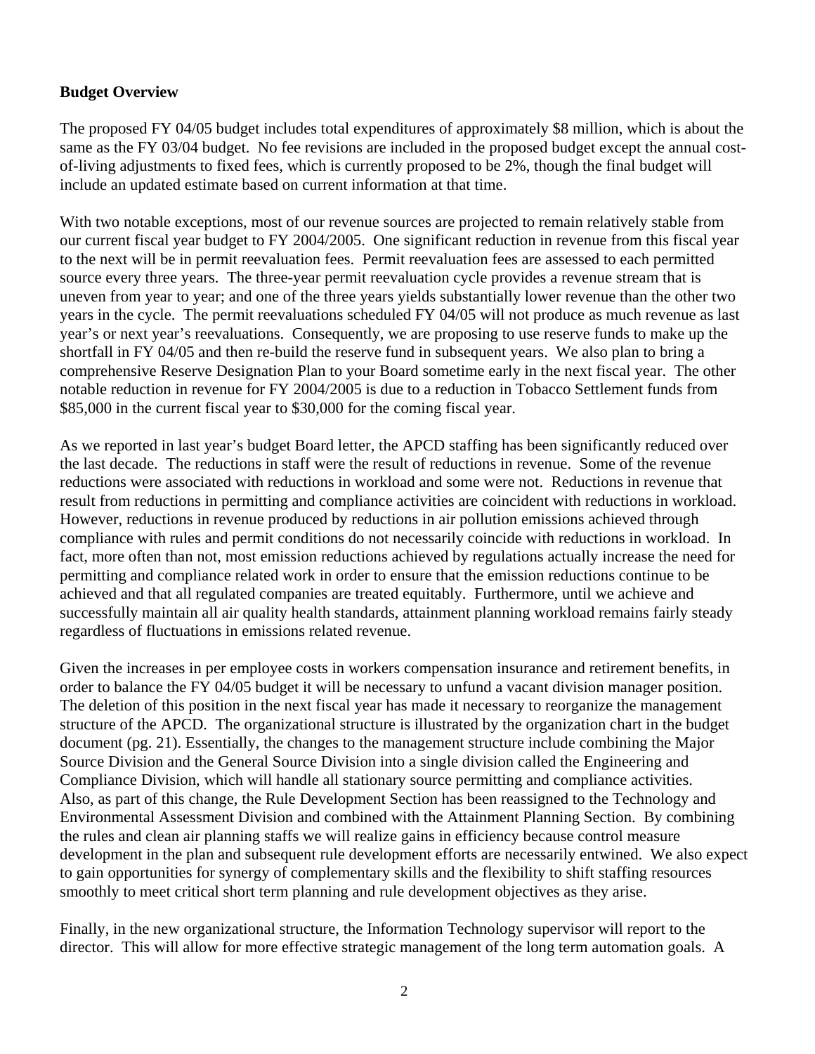**Budget Overview**

The proposed FY 04/05 budget includes total expenditures of approximately $8 million, which is about the same as the FY 03/04 budget. No fee revisions are included in the proposed budget except the annual cost-of-living adjustments to fixed fees, which is currently proposed to be 2%, though the final budget will include an updated estimate based on current information at that time.

With two notable exceptions, most of our revenue sources are projected to remain relatively stable from our current fiscal year budget to FY 2004/2005. One significant reduction in revenue from this fiscal year to the next will be in permit reevaluation fees. Permit reevaluation fees are assessed to each permitted source every three years. The three-year permit reevaluation cycle provides a revenue stream that is uneven from year to year; and one of the three years yields substantially lower revenue than the other two years in the cycle. The permit reevaluations scheduled FY 04/05 will not produce as much revenue as last year's or next year's reevaluations. Consequently, we are proposing to use reserve funds to make up the shortfall in FY 04/05 and then re-build the reserve fund in subsequent years. We also plan to bring a comprehensive Reserve Designation Plan to your Board sometime early in the next fiscal year. The other notable reduction in revenue for FY 2004/2005 is due to a reduction in Tobacco Settlement funds from $85,000 in the current fiscal year to $30,000 for the coming fiscal year.

As we reported in last year's budget Board letter, the APCD staffing has been significantly reduced over the last decade. The reductions in staff were the result of reductions in revenue. Some of the revenue reductions were associated with reductions in workload and some were not. Reductions in revenue that result from reductions in permitting and compliance activities are coincident with reductions in workload. However, reductions in revenue produced by reductions in air pollution emissions achieved through compliance with rules and permit conditions do not necessarily coincide with reductions in workload. In fact, more often than not, most emission reductions achieved by regulations actually increase the need for permitting and compliance related work in order to ensure that the emission reductions continue to be achieved and that all regulated companies are treated equitably. Furthermore, until we achieve and successfully maintain all air quality health standards, attainment planning workload remains fairly steady regardless of fluctuations in emissions related revenue.

Given the increases in per employee costs in workers compensation insurance and retirement benefits, in order to balance the FY 04/05 budget it will be necessary to unfund a vacant division manager position. The deletion of this position in the next fiscal year has made it necessary to reorganize the management structure of the APCD. The organizational structure is illustrated by the organization chart in the budget document (pg. 21). Essentially, the changes to the management structure include combining the Major Source Division and the General Source Division into a single division called the Engineering and Compliance Division, which will handle all stationary source permitting and compliance activities. Also, as part of this change, the Rule Development Section has been reassigned to the Technology and Environmental Assessment Division and combined with the Attainment Planning Section. By combining the rules and clean air planning staffs we will realize gains in efficiency because control measure development in the plan and subsequent rule development efforts are necessarily entwined. We also expect to gain opportunities for synergy of complementary skills and the flexibility to shift staffing resources smoothly to meet critical short term planning and rule development objectives as they arise.

Finally, in the new organizational structure, the Information Technology supervisor will report to the director. This will allow for more effective strategic management of the long term automation goals. A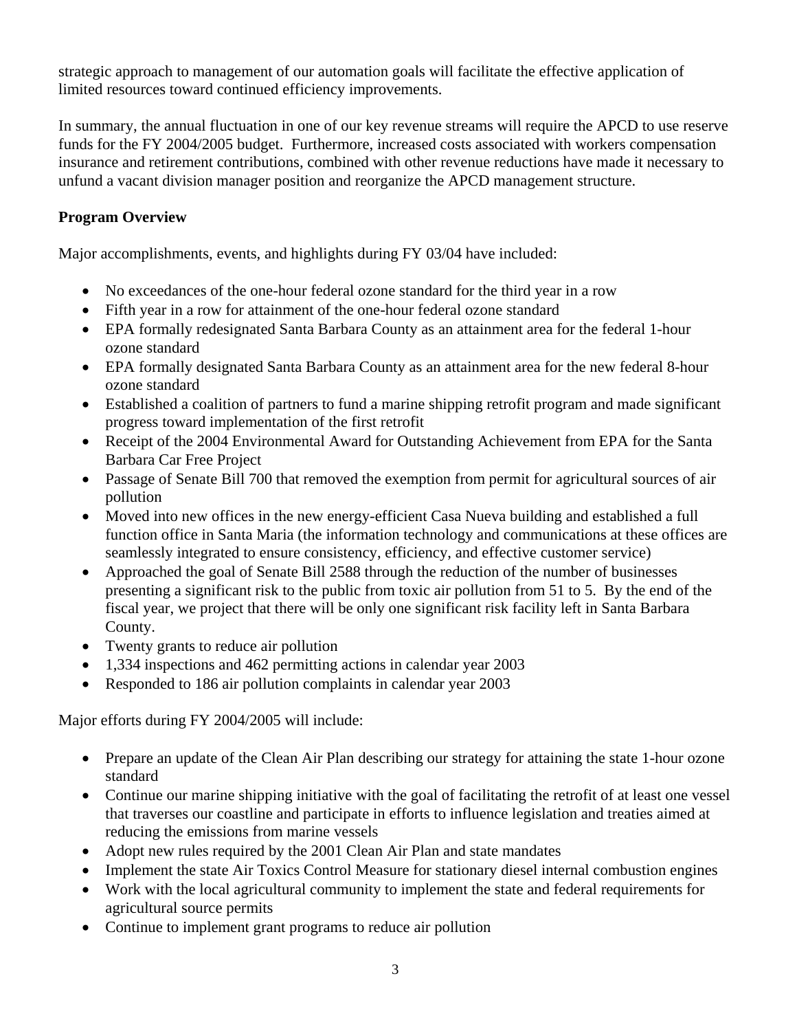strategic approach to management of our automation goals will facilitate the effective application of limited resources toward continued efficiency improvements.

In summary, the annual fluctuation in one of our key revenue streams will require the APCD to use reserve funds for the FY 2004/2005 budget. Furthermore, increased costs associated with workers compensation insurance and retirement contributions, combined with other revenue reductions have made it necessary to unfund a vacant division manager position and reorganize the APCD management structure.

**Program Overview**

Major accomplishments, events, and highlights during FY 03/04 have included:

- No exceedances of the one-hour federal ozone standard for the third year in a row
- Fifth year in a row for attainment of the one-hour federal ozone standard
- EPA formally redesignated Santa Barbara County as an attainment area for the federal 1-hour ozone standard
- EPA formally designated Santa Barbara County as an attainment area for the new federal 8-hour ozone standard
- Established a coalition of partners to fund a marine shipping retrofit program and made significant progress toward implementation of the first retrofit
- Receipt of the 2004 Environmental Award for Outstanding Achievement from EPA for the Santa Barbara Car Free Project
- Passage of Senate Bill 700 that removed the exemption from permit for agricultural sources of air pollution
- Moved into new offices in the new energy-efficient Casa Nueva building and established a full function office in Santa Maria (the information technology and communications at these offices are seamlessly integrated to ensure consistency, efficiency, and effective customer service)
- Approached the goal of Senate Bill 2588 through the reduction of the number of businesses presenting a significant risk to the public from toxic air pollution from 51 to 5. By the end of the fiscal year, we project that there will be only one significant risk facility left in Santa Barbara County.
- Twenty grants to reduce air pollution
- 1,334 inspections and 462 permitting actions in calendar year 2003
- Responded to 186 air pollution complaints in calendar year 2003

Major efforts during FY 2004/2005 will include:

- Prepare an update of the Clean Air Plan describing our strategy for attaining the state 1-hour ozone standard
- Continue our marine shipping initiative with the goal of facilitating the retrofit of at least one vessel that traverses our coastline and participate in efforts to influence legislation and treaties aimed at reducing the emissions from marine vessels
- Adopt new rules required by the 2001 Clean Air Plan and state mandates
- Implement the state Air Toxics Control Measure for stationary diesel internal combustion engines
- Work with the local agricultural community to implement the state and federal requirements for agricultural source permits
- Continue to implement grant programs to reduce air pollution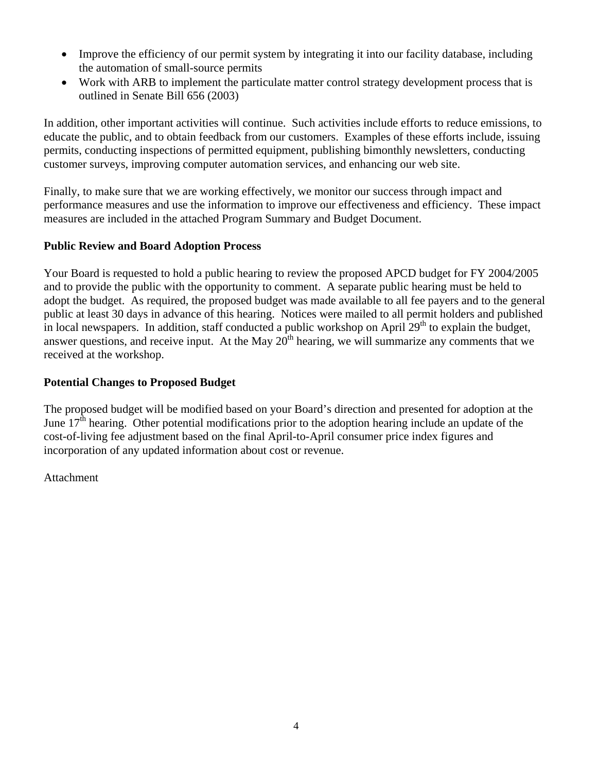- Improve the efficiency of our permit system by integrating it into our facility database, including the automation of small-source permits
- Work with ARB to implement the particulate matter control strategy development process that is outlined in Senate Bill 656 (2003)

In addition, other important activities will continue. Such activities include efforts to reduce emissions, to educate the public, and to obtain feedback from our customers. Examples of these efforts include, issuing permits, conducting inspections of permitted equipment, publishing bimonthly newsletters, conducting customer surveys, improving computer automation services, and enhancing our web site.

Finally, to make sure that we are working effectively, we monitor our success through impact and performance measures and use the information to improve our effectiveness and efficiency. These impact measures are included in the attached Program Summary and Budget Document.

**Public Review and Board Adoption Process**

Your Board is requested to hold a public hearing to review the proposed APCD budget for FY 2004/2005 and to provide the public with the opportunity to comment. A separate public hearing must be held to adopt the budget. As required, the proposed budget was made available to all fee payers and to the general public at least 30 days in advance of this hearing. Notices were mailed to all permit holders and published in local newspapers. In addition, staff conducted a public workshop on April 29th to explain the budget, answer questions, and receive input. At the May 20th hearing, we will summarize any comments that we received at the workshop.

**Potential Changes to Proposed Budget**

The proposed budget will be modified based on your Board's direction and presented for adoption at the June 17th hearing. Other potential modifications prior to the adoption hearing include an update of the cost-of-living fee adjustment based on the final April-to-April consumer price index figures and incorporation of any updated information about cost or revenue.

Attachment